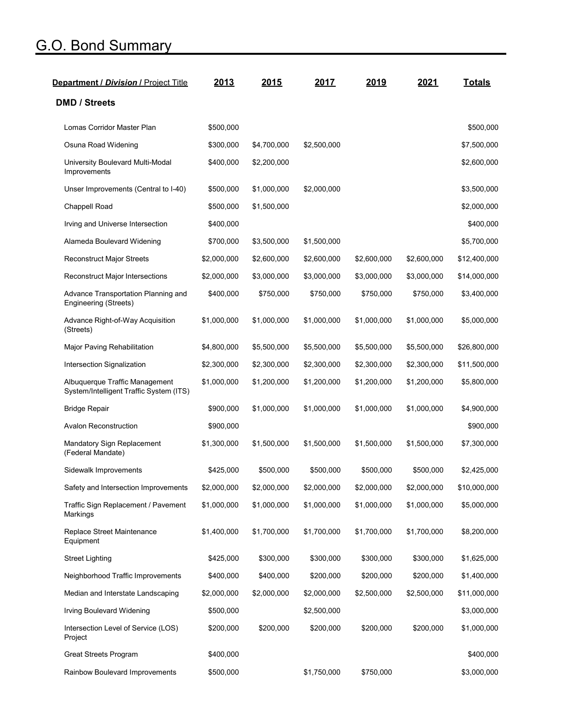# G.O. Bond Summary

| Department / *Division* / Project Title | 2013 | 2015 | 2017 | 2019 | 2021 | Totals |
|---|---|---|---|---|---|---|
| **DMD / Streets** | | | | | | |
| Lomas Corridor Master Plan | $500,000 | | | | | $500,000 |
| Osuna Road Widening | $300,000 | $4,700,000 | $2,500,000 | | | $7,500,000 |
| University Boulevard Multi-Modal Improvements | $400,000 | $2,200,000 | | | | $2,600,000 |
| Unser Improvements (Central to I-40) | $500,000 | $1,000,000 | $2,000,000 | | | $3,500,000 |
| Chappell Road | $500,000 | $1,500,000 | | | | $2,000,000 |
| Irving and Universe Intersection | $400,000 | | | | | $400,000 |
| Alameda Boulevard Widening | $700,000 | $3,500,000 | $1,500,000 | | | $5,700,000 |
| Reconstruct Major Streets | $2,000,000 | $2,600,000 | $2,600,000 | $2,600,000 | $2,600,000 | $12,400,000 |
| Reconstruct Major Intersections | $2,000,000 | $3,000,000 | $3,000,000 | $3,000,000 | $3,000,000 | $14,000,000 |
| Advance Transportation Planning and Engineering (Streets) | $400,000 | $750,000 | $750,000 | $750,000 | $750,000 | $3,400,000 |
| Advance Right-of-Way Acquisition (Streets) | $1,000,000 | $1,000,000 | $1,000,000 | $1,000,000 | $1,000,000 | $5,000,000 |
| Major Paving Rehabilitation | $4,800,000 | $5,500,000 | $5,500,000 | $5,500,000 | $5,500,000 | $26,800,000 |
| Intersection Signalization | $2,300,000 | $2,300,000 | $2,300,000 | $2,300,000 | $2,300,000 | $11,500,000 |
| Albuquerque Traffic Management System/Intelligent Traffic System (ITS) | $1,000,000 | $1,200,000 | $1,200,000 | $1,200,000 | $1,200,000 | $5,800,000 |
| Bridge Repair | $900,000 | $1,000,000 | $1,000,000 | $1,000,000 | $1,000,000 | $4,900,000 |
| Avalon Reconstruction | $900,000 | | | | | $900,000 |
| Mandatory Sign Replacement (Federal Mandate) | $1,300,000 | $1,500,000 | $1,500,000 | $1,500,000 | $1,500,000 | $7,300,000 |
| Sidewalk Improvements | $425,000 | $500,000 | $500,000 | $500,000 | $500,000 | $2,425,000 |
| Safety and Intersection Improvements | $2,000,000 | $2,000,000 | $2,000,000 | $2,000,000 | $2,000,000 | $10,000,000 |
| Traffic Sign Replacement / Pavement Markings | $1,000,000 | $1,000,000 | $1,000,000 | $1,000,000 | $1,000,000 | $5,000,000 |
| Replace Street Maintenance Equipment | $1,400,000 | $1,700,000 | $1,700,000 | $1,700,000 | $1,700,000 | $8,200,000 |
| Street Lighting | $425,000 | $300,000 | $300,000 | $300,000 | $300,000 | $1,625,000 |
| Neighborhood Traffic Improvements | $400,000 | $400,000 | $200,000 | $200,000 | $200,000 | $1,400,000 |
| Median and Interstate Landscaping | $2,000,000 | $2,000,000 | $2,000,000 | $2,500,000 | $2,500,000 | $11,000,000 |
| Irving Boulevard Widening | $500,000 | | $2,500,000 | | | $3,000,000 |
| Intersection Level of Service (LOS) Project | $200,000 | $200,000 | $200,000 | $200,000 | $200,000 | $1,000,000 |
| Great Streets Program | $400,000 | | | | | $400,000 |
| Rainbow Boulevard Improvements | $500,000 | | $1,750,000 | $750,000 | | $3,000,000 |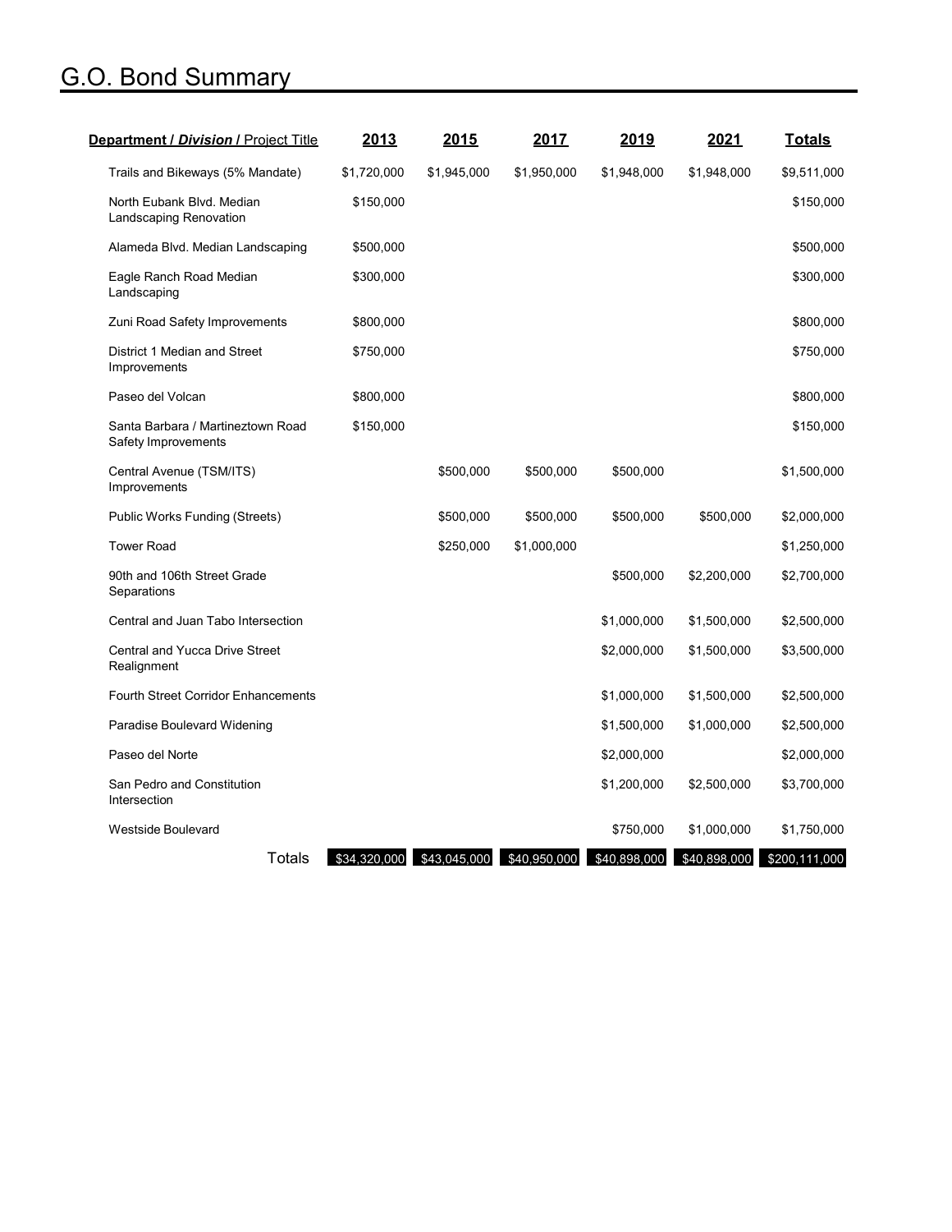# G.O. Bond Summary

| **Department / *Division* / Project Title** | **2013** | **2015** | **2017** | **2019** | **2021** | **Totals** |
|---|---|---|---|---|---|---|
| Trails and Bikeways (5% Mandate) | $1,720,000 | $1,945,000 | $1,950,000 | $1,948,000 | $1,948,000 | $9,511,000 |
| North Eubank Blvd. Median Landscaping Renovation | $150,000 | | | | | $150,000 |
| Alameda Blvd. Median Landscaping | $500,000 | | | | | $500,000 |
| Eagle Ranch Road Median Landscaping | $300,000 | | | | | $300,000 |
| Zuni Road Safety Improvements | $800,000 | | | | | $800,000 |
| District 1 Median and Street Improvements | $750,000 | | | | | $750,000 |
| Paseo del Volcan | $800,000 | | | | | $800,000 |
| Santa Barbara / Martineztown Road Safety Improvements | $150,000 | | | | | $150,000 |
| Central Avenue (TSM/ITS) Improvements | | $500,000 | $500,000 | $500,000 | | $1,500,000 |
| Public Works Funding (Streets) | | $500,000 | $500,000 | $500,000 | $500,000 | $2,000,000 |
| Tower Road | | $250,000 | $1,000,000 | | | $1,250,000 |
| 90th and 106th Street Grade Separations | | | | $500,000 | $2,200,000 | $2,700,000 |
| Central and Juan Tabo Intersection | | | | $1,000,000 | $1,500,000 | $2,500,000 |
| Central and Yucca Drive Street Realignment | | | | $2,000,000 | $1,500,000 | $3,500,000 |
| Fourth Street Corridor Enhancements | | | | $1,000,000 | $1,500,000 | $2,500,000 |
| Paradise Boulevard Widening | | | | $1,500,000 | $1,000,000 | $2,500,000 |
| Paseo del Norte | | | | $2,000,000 | | $2,000,000 |
| San Pedro and Constitution Intersection | | | | $1,200,000 | $2,500,000 | $3,700,000 |
| Westside Boulevard | | | | $750,000 | $1,000,000 | $1,750,000 |
| Totals | $34,320,000 | $43,045,000 | $40,950,000 | $40,898,000 | $40,898,000 | $200,111,000 |